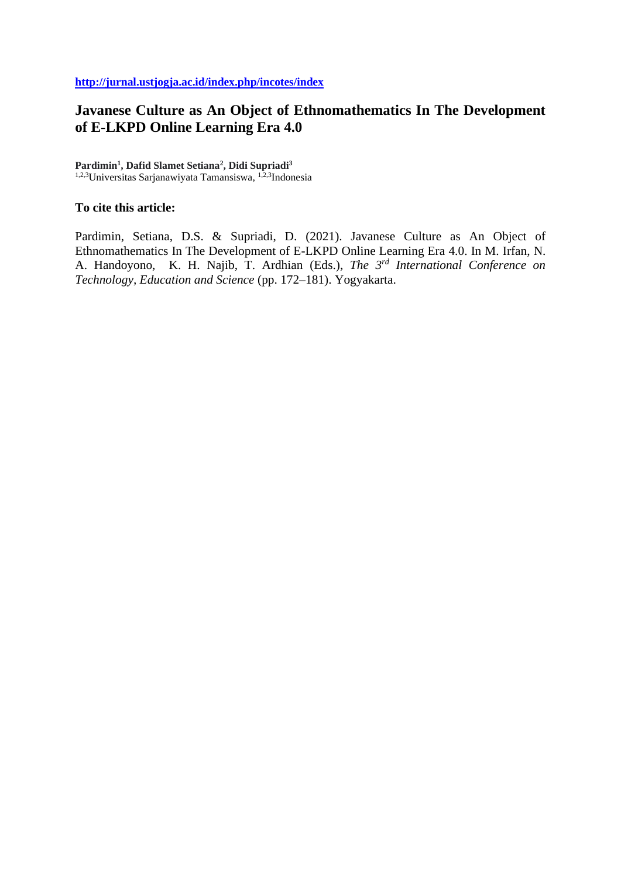**http://jurnal.ustjogja.ac.id/index.php/incotes/index**

# Javanese Culture as An Object of Ethnomathematics In The Development of E-LKPD Online Learning Era 4.0

**Pardimin[1], Dafid Slamet Setiana[2], Didi Supriadi[3]**
[1,2,3]Universitas Sarjanawiyata Tamansiswa, [1,2,3]Indonesia

**To cite this article:**

Pardimin, Setiana, D.S. & Supriadi, D. (2021). Javanese Culture as An Object of Ethnomathematics In The Development of E-LKPD Online Learning Era 4.0. In M. Irfan, N. A. Handoyono, K. H. Najib, T. Ardhian (Eds.), *The 3rd International Conference on Technology, Education and Science* (pp. 172–181). Yogyakarta.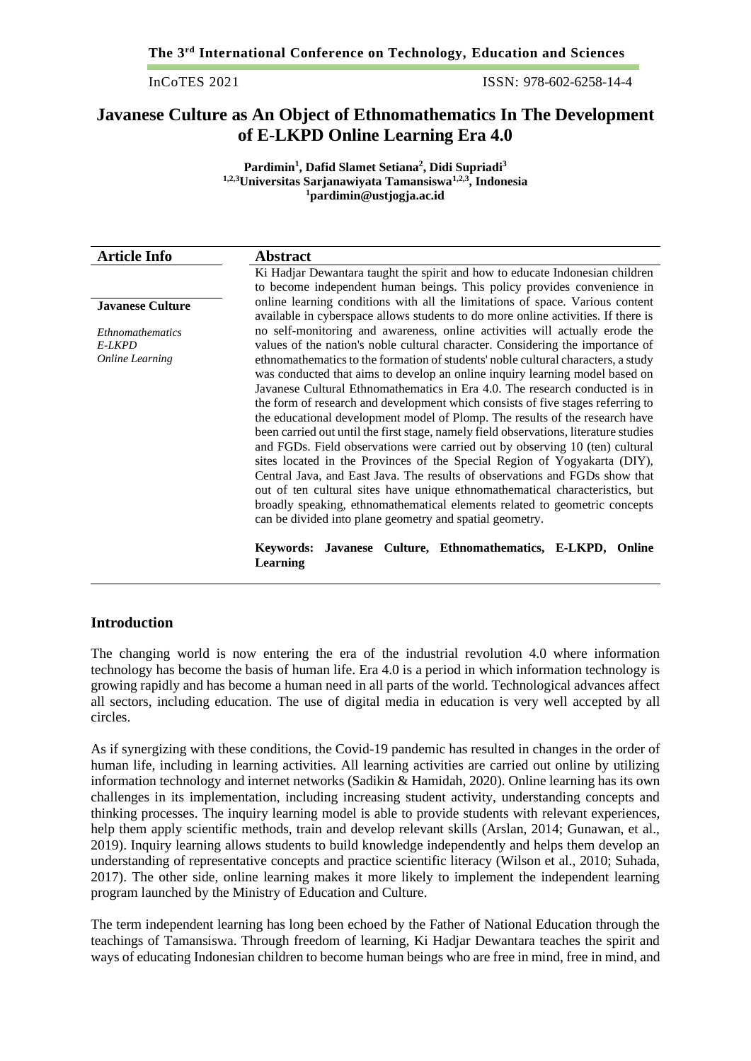# Javanese Culture as An Object of Ethnomathematics In The Development of E-LKPD Online Learning Era 4.0

**Pardimin[1], Dafid Slamet Setiana[2], Didi Supriadi[3]**
**[1,2,3]Universitas Sarjanawiyata Tamansiswa[1,2,3], Indonesia**
**[1]pardimin@ustjogja.ac.id**

| Article Info | Abstract |
|---|---|
| **Javanese Culture**<br><br>*Ethnomathematics*<br>*E-LKPD*<br>*Online Learning* | Ki Hadjar Dewantara taught the spirit and how to educate Indonesian children to become independent human beings. This policy provides convenience in online learning conditions with all the limitations of space. Various content available in cyberspace allows students to do more online activities. If there is no self-monitoring and awareness, online activities will actually erode the values of the nation's noble cultural character. Considering the importance of ethnomathematics to the formation of students' noble cultural characters, a study was conducted that aims to develop an online inquiry learning model based on Javanese Cultural Ethnomathematics in Era 4.0. The research conducted is in the form of research and development which consists of five stages referring to the educational development model of Plomp. The results of the research have been carried out until the first stage, namely field observations, literature studies and FGDs. Field observations were carried out by observing 10 (ten) cultural sites located in the Provinces of the Special Region of Yogyakarta (DIY), Central Java, and East Java. The results of observations and FGDs show that out of ten cultural sites have unique ethnomathematical characteristics, but broadly speaking, ethnomathematical elements related to geometric concepts can be divided into plane geometry and spatial geometry.<br><br>**Keywords: Javanese Culture, Ethnomathematics, E-LKPD, Online Learning** |

## Introduction

The changing world is now entering the era of the industrial revolution 4.0 where information technology has become the basis of human life. Era 4.0 is a period in which information technology is growing rapidly and has become a human need in all parts of the world. Technological advances affect all sectors, including education. The use of digital media in education is very well accepted by all circles.

As if synergizing with these conditions, the Covid-19 pandemic has resulted in changes in the order of human life, including in learning activities. All learning activities are carried out online by utilizing information technology and internet networks (Sadikin & Hamidah, 2020). Online learning has its own challenges in its implementation, including increasing student activity, understanding concepts and thinking processes. The inquiry learning model is able to provide students with relevant experiences, help them apply scientific methods, train and develop relevant skills (Arslan, 2014; Gunawan, et al., 2019). Inquiry learning allows students to build knowledge independently and helps them develop an understanding of representative concepts and practice scientific literacy (Wilson et al., 2010; Suhada, 2017). The other side, online learning makes it more likely to implement the independent learning program launched by the Ministry of Education and Culture.

The term independent learning has long been echoed by the Father of National Education through the teachings of Tamansiswa. Through freedom of learning, Ki Hadjar Dewantara teaches the spirit and ways of educating Indonesian children to become human beings who are free in mind, free in mind, and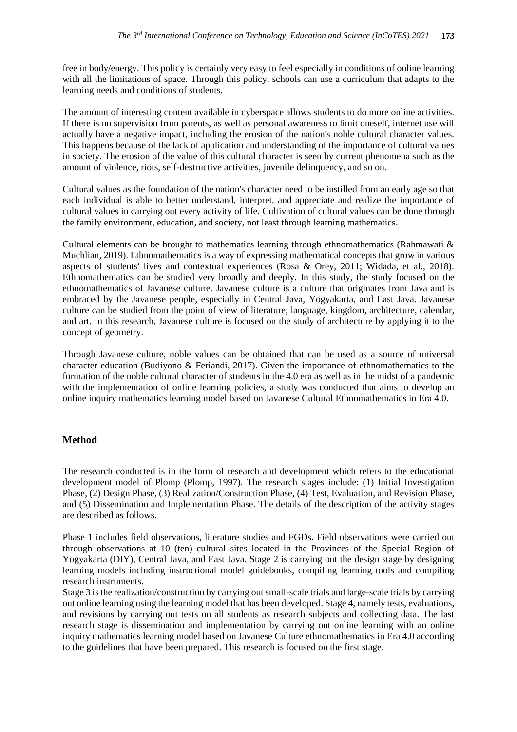free in body/energy. This policy is certainly very easy to feel especially in conditions of online learning with all the limitations of space. Through this policy, schools can use a curriculum that adapts to the learning needs and conditions of students.

The amount of interesting content available in cyberspace allows students to do more online activities. If there is no supervision from parents, as well as personal awareness to limit oneself, internet use will actually have a negative impact, including the erosion of the nation's noble cultural character values. This happens because of the lack of application and understanding of the importance of cultural values in society. The erosion of the value of this cultural character is seen by current phenomena such as the amount of violence, riots, self-destructive activities, juvenile delinquency, and so on.

Cultural values as the foundation of the nation's character need to be instilled from an early age so that each individual is able to better understand, interpret, and appreciate and realize the importance of cultural values in carrying out every activity of life. Cultivation of cultural values can be done through the family environment, education, and society, not least through learning mathematics.

Cultural elements can be brought to mathematics learning through ethnomathematics (Rahmawati & Muchlian, 2019). Ethnomathematics is a way of expressing mathematical concepts that grow in various aspects of students' lives and contextual experiences (Rosa & Orey, 2011; Widada, et al., 2018). Ethnomathematics can be studied very broadly and deeply. In this study, the study focused on the ethnomathematics of Javanese culture. Javanese culture is a culture that originates from Java and is embraced by the Javanese people, especially in Central Java, Yogyakarta, and East Java. Javanese culture can be studied from the point of view of literature, language, kingdom, architecture, calendar, and art. In this research, Javanese culture is focused on the study of architecture by applying it to the concept of geometry.

Through Javanese culture, noble values can be obtained that can be used as a source of universal character education (Budiyono & Feriandi, 2017). Given the importance of ethnomathematics to the formation of the noble cultural character of students in the 4.0 era as well as in the midst of a pandemic with the implementation of online learning policies, a study was conducted that aims to develop an online inquiry mathematics learning model based on Javanese Cultural Ethnomathematics in Era 4.0.

## Method

The research conducted is in the form of research and development which refers to the educational development model of Plomp (Plomp, 1997). The research stages include: (1) Initial Investigation Phase, (2) Design Phase, (3) Realization/Construction Phase, (4) Test, Evaluation, and Revision Phase, and (5) Dissemination and Implementation Phase. The details of the description of the activity stages are described as follows.

Phase 1 includes field observations, literature studies and FGDs. Field observations were carried out through observations at 10 (ten) cultural sites located in the Provinces of the Special Region of Yogyakarta (DIY), Central Java, and East Java. Stage 2 is carrying out the design stage by designing learning models including instructional model guidebooks, compiling learning tools and compiling research instruments.

Stage 3 is the realization/construction by carrying out small-scale trials and large-scale trials by carrying out online learning using the learning model that has been developed. Stage 4, namely tests, evaluations, and revisions by carrying out tests on all students as research subjects and collecting data. The last research stage is dissemination and implementation by carrying out online learning with an online inquiry mathematics learning model based on Javanese Culture ethnomathematics in Era 4.0 according to the guidelines that have been prepared. This research is focused on the first stage.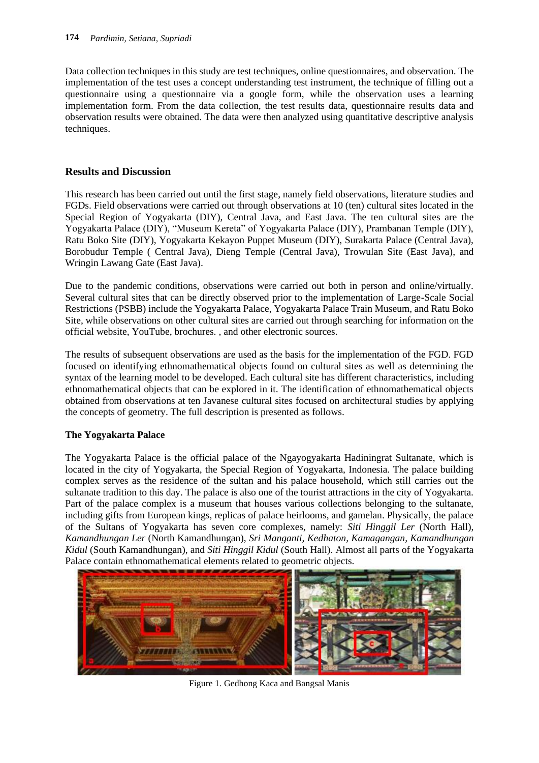Data collection techniques in this study are test techniques, online questionnaires, and observation. The implementation of the test uses a concept understanding test instrument, the technique of filling out a questionnaire using a questionnaire via a google form, while the observation uses a learning implementation form. From the data collection, the test results data, questionnaire results data and observation results were obtained. The data were then analyzed using quantitative descriptive analysis techniques.

## Results and Discussion

This research has been carried out until the first stage, namely field observations, literature studies and FGDs. Field observations were carried out through observations at 10 (ten) cultural sites located in the Special Region of Yogyakarta (DIY), Central Java, and East Java. The ten cultural sites are the Yogyakarta Palace (DIY), "Museum Kereta" of Yogyakarta Palace (DIY), Prambanan Temple (DIY), Ratu Boko Site (DIY), Yogyakarta Kekayon Puppet Museum (DIY), Surakarta Palace (Central Java), Borobudur Temple ( Central Java), Dieng Temple (Central Java), Trowulan Site (East Java), and Wringin Lawang Gate (East Java).

Due to the pandemic conditions, observations were carried out both in person and online/virtually. Several cultural sites that can be directly observed prior to the implementation of Large-Scale Social Restrictions (PSBB) include the Yogyakarta Palace, Yogyakarta Palace Train Museum, and Ratu Boko Site, while observations on other cultural sites are carried out through searching for information on the official website, YouTube, brochures. , and other electronic sources.

The results of subsequent observations are used as the basis for the implementation of the FGD. FGD focused on identifying ethnomathematical objects found on cultural sites as well as determining the syntax of the learning model to be developed. Each cultural site has different characteristics, including ethnomathematical objects that can be explored in it. The identification of ethnomathematical objects obtained from observations at ten Javanese cultural sites focused on architectural studies by applying the concepts of geometry. The full description is presented as follows.

### The Yogyakarta Palace

The Yogyakarta Palace is the official palace of the Ngayogyakarta Hadiningrat Sultanate, which is located in the city of Yogyakarta, the Special Region of Yogyakarta, Indonesia. The palace building complex serves as the residence of the sultan and his palace household, which still carries out the sultanate tradition to this day. The palace is also one of the tourist attractions in the city of Yogyakarta. Part of the palace complex is a museum that houses various collections belonging to the sultanate, including gifts from European kings, replicas of palace heirlooms, and gamelan. Physically, the palace of the Sultans of Yogyakarta has seven core complexes, namely: *Siti Hinggil Ler* (North Hall), *Kamandhungan Ler* (North Kamandhungan), *Sri Manganti*, *Kedhaton*, *Kamagangan*, *Kamandhungan Kidul* (South Kamandhungan), and *Siti Hinggil Kidul* (South Hall). Almost all parts of the Yogyakarta Palace contain ethnomathematical elements related to geometric objects.

Figure 1. Gedhong Kaca and Bangsal Manis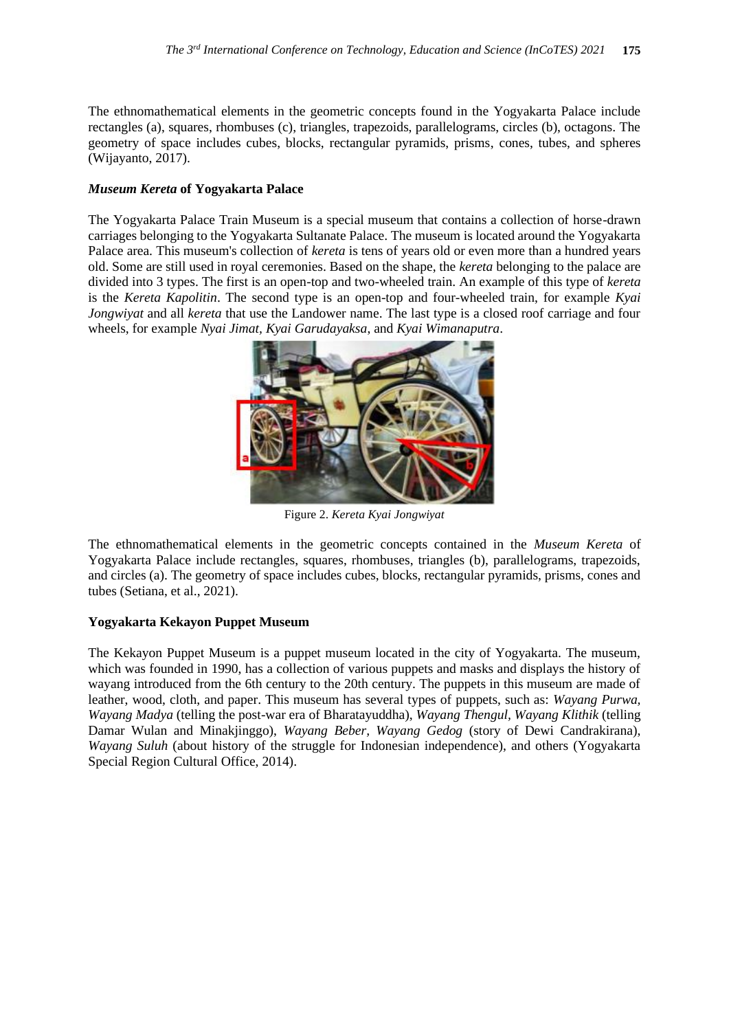The ethnomathematical elements in the geometric concepts found in the Yogyakarta Palace include rectangles (a), squares, rhombuses (c), triangles, trapezoids, parallelograms, circles (b), octagons. The geometry of space includes cubes, blocks, rectangular pyramids, prisms, cones, tubes, and spheres (Wijayanto, 2017).

### *Museum Kereta* of Yogyakarta Palace

The Yogyakarta Palace Train Museum is a special museum that contains a collection of horse-drawn carriages belonging to the Yogyakarta Sultanate Palace. The museum is located around the Yogyakarta Palace area. This museum's collection of *kereta* is tens of years old or even more than a hundred years old. Some are still used in royal ceremonies. Based on the shape, the *kereta* belonging to the palace are divided into 3 types. The first is an open-top and two-wheeled train. An example of this type of *kereta* is the *Kereta Kapolitin*. The second type is an open-top and four-wheeled train, for example *Kyai Jongwiyat* and all *kereta* that use the Landower name. The last type is a closed roof carriage and four wheels, for example *Nyai Jimat, Kyai Garudayaksa,* and *Kyai Wimanaputra*.

Figure 2. *Kereta Kyai Jongwiyat*

The ethnomathematical elements in the geometric concepts contained in the *Museum Kereta* of Yogyakarta Palace include rectangles, squares, rhombuses, triangles (b), parallelograms, trapezoids, and circles (a). The geometry of space includes cubes, blocks, rectangular pyramids, prisms, cones and tubes (Setiana, et al., 2021).

### Yogyakarta Kekayon Puppet Museum

The Kekayon Puppet Museum is a puppet museum located in the city of Yogyakarta. The museum, which was founded in 1990, has a collection of various puppets and masks and displays the history of wayang introduced from the 6th century to the 20th century. The puppets in this museum are made of leather, wood, cloth, and paper. This museum has several types of puppets, such as: *Wayang Purwa, Wayang Madya* (telling the post-war era of Bharatayuddha), *Wayang Thengul, Wayang Klithik* (telling Damar Wulan and Minakjinggo), *Wayang Beber, Wayang Gedog* (story of Dewi Candrakirana), *Wayang Suluh* (about history of the struggle for Indonesian independence), and others (Yogyakarta Special Region Cultural Office, 2014).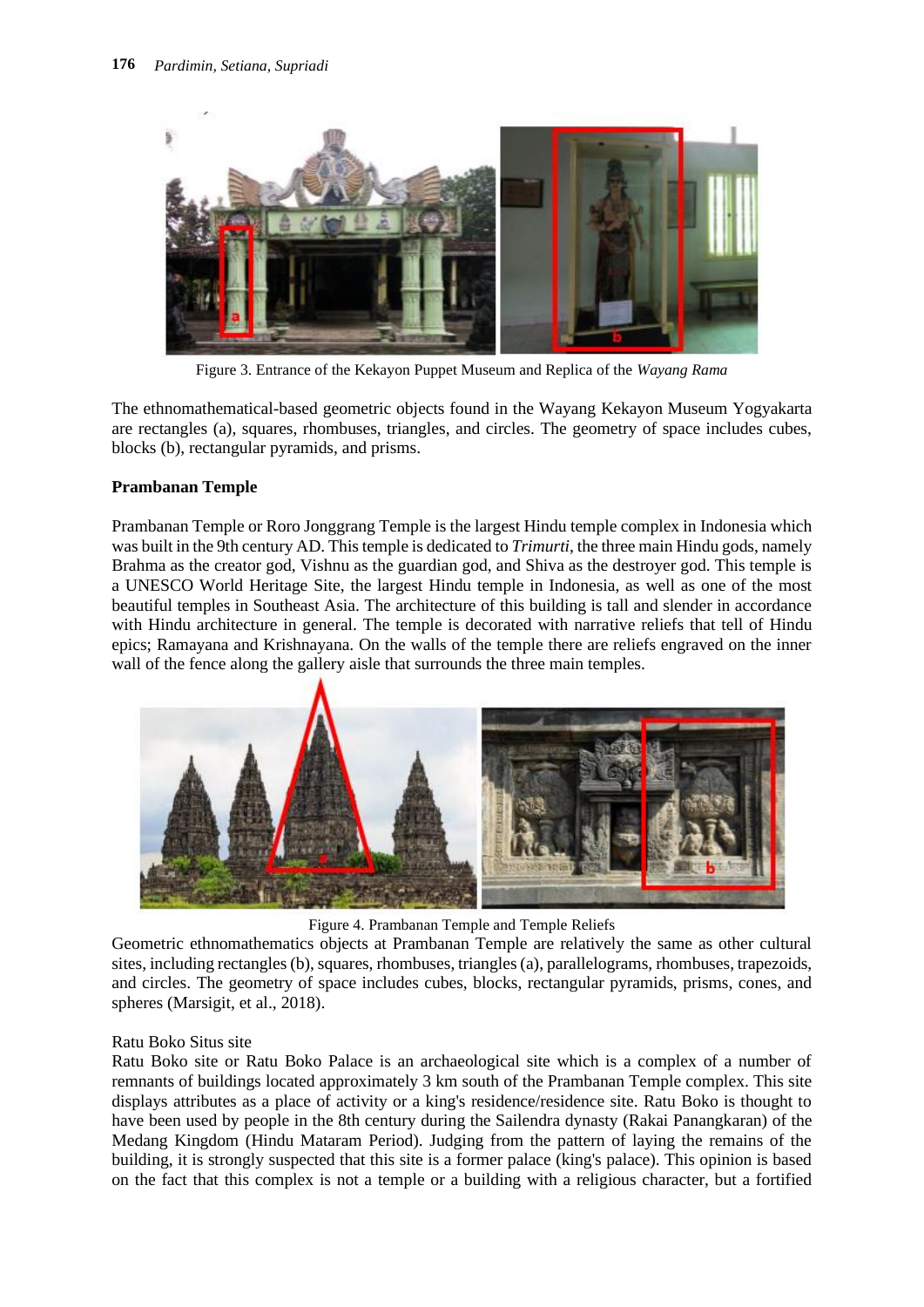Figure 3. Entrance of the Kekayon Puppet Museum and Replica of the *Wayang Rama*

The ethnomathematical-based geometric objects found in the Wayang Kekayon Museum Yogyakarta are rectangles (a), squares, rhombuses, triangles, and circles. The geometry of space includes cubes, blocks (b), rectangular pyramids, and prisms.

**Prambanan Temple**

Prambanan Temple or Roro Jonggrang Temple is the largest Hindu temple complex in Indonesia which was built in the 9th century AD. This temple is dedicated to *Trimurti*, the three main Hindu gods, namely Brahma as the creator god, Vishnu as the guardian god, and Shiva as the destroyer god. This temple is a UNESCO World Heritage Site, the largest Hindu temple in Indonesia, as well as one of the most beautiful temples in Southeast Asia. The architecture of this building is tall and slender in accordance with Hindu architecture in general. The temple is decorated with narrative reliefs that tell of Hindu epics; Ramayana and Krishnayana. On the walls of the temple there are reliefs engraved on the inner wall of the fence along the gallery aisle that surrounds the three main temples.

Figure 4. Prambanan Temple and Temple Reliefs

Geometric ethnomathematics objects at Prambanan Temple are relatively the same as other cultural sites, including rectangles (b), squares, rhombuses, triangles (a), parallelograms, rhombuses, trapezoids, and circles. The geometry of space includes cubes, blocks, rectangular pyramids, prisms, cones, and spheres (Marsigit, et al., 2018).

Ratu Boko Situs site

Ratu Boko site or Ratu Boko Palace is an archaeological site which is a complex of a number of remnants of buildings located approximately 3 km south of the Prambanan Temple complex. This site displays attributes as a place of activity or a king's residence/residence site. Ratu Boko is thought to have been used by people in the 8th century during the Sailendra dynasty (Rakai Panangkaran) of the Medang Kingdom (Hindu Mataram Period). Judging from the pattern of laying the remains of the building, it is strongly suspected that this site is a former palace (king's palace). This opinion is based on the fact that this complex is not a temple or a building with a religious character, but a fortified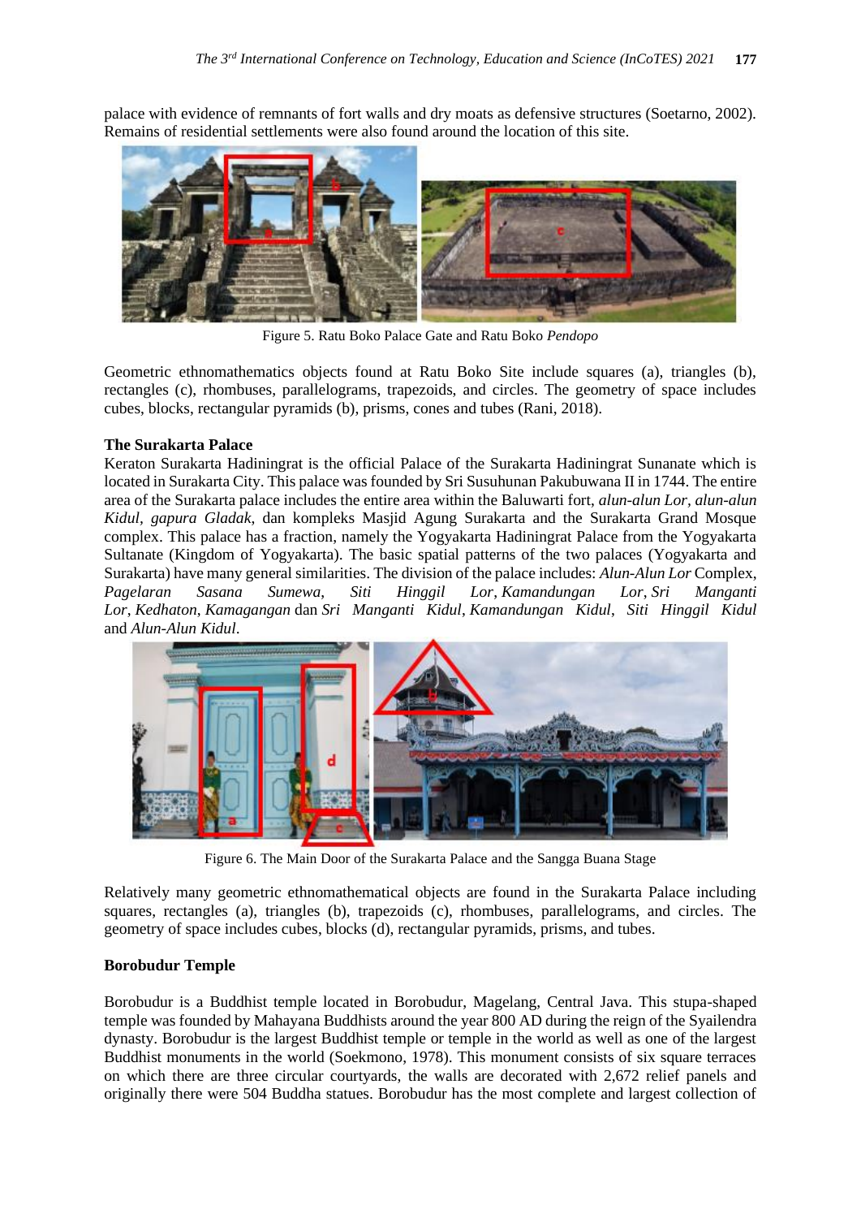palace with evidence of remnants of fort walls and dry moats as defensive structures (Soetarno, 2002). Remains of residential settlements were also found around the location of this site.

Figure 5. Ratu Boko Palace Gate and Ratu Boko *Pendopo*

Geometric ethnomathematics objects found at Ratu Boko Site include squares (a), triangles (b), rectangles (c), rhombuses, parallelograms, trapezoids, and circles. The geometry of space includes cubes, blocks, rectangular pyramids (b), prisms, cones and tubes (Rani, 2018).

**The Surakarta Palace**

Keraton Surakarta Hadiningrat is the official Palace of the Surakarta Hadiningrat Sunanate which is located in Surakarta City. This palace was founded by Sri Susuhunan Pakubuwana II in 1744. The entire area of the Surakarta palace includes the entire area within the Baluwarti fort, *alun-alun Lor*, *alun-alun Kidul*, *gapura Gladak*, dan kompleks Masjid Agung Surakarta and the Surakarta Grand Mosque complex. This palace has a fraction, namely the Yogyakarta Hadiningrat Palace from the Yogyakarta Sultanate (Kingdom of Yogyakarta). The basic spatial patterns of the two palaces (Yogyakarta and Surakarta) have many general similarities. The division of the palace includes: *Alun-Alun Lor* Complex, *Pagelaran Sasana Sumewa*, *Siti Hinggil Lor*, *Kamandungan Lor*, *Sri Manganti Lor*, *Kedhaton*, *Kamagangan* dan *Sri Manganti Kidul*, *Kamandungan Kidul*, *Siti Hinggil Kidul* and *Alun-Alun Kidul*.

Figure 6. The Main Door of the Surakarta Palace and the Sangga Buana Stage

Relatively many geometric ethnomathematical objects are found in the Surakarta Palace including squares, rectangles (a), triangles (b), trapezoids (c), rhombuses, parallelograms, and circles. The geometry of space includes cubes, blocks (d), rectangular pyramids, prisms, and tubes.

**Borobudur Temple**

Borobudur is a Buddhist temple located in Borobudur, Magelang, Central Java. This stupa-shaped temple was founded by Mahayana Buddhists around the year 800 AD during the reign of the Syailendra dynasty. Borobudur is the largest Buddhist temple or temple in the world as well as one of the largest Buddhist monuments in the world (Soekmono, 1978). This monument consists of six square terraces on which there are three circular courtyards, the walls are decorated with 2,672 relief panels and originally there were 504 Buddha statues. Borobudur has the most complete and largest collection of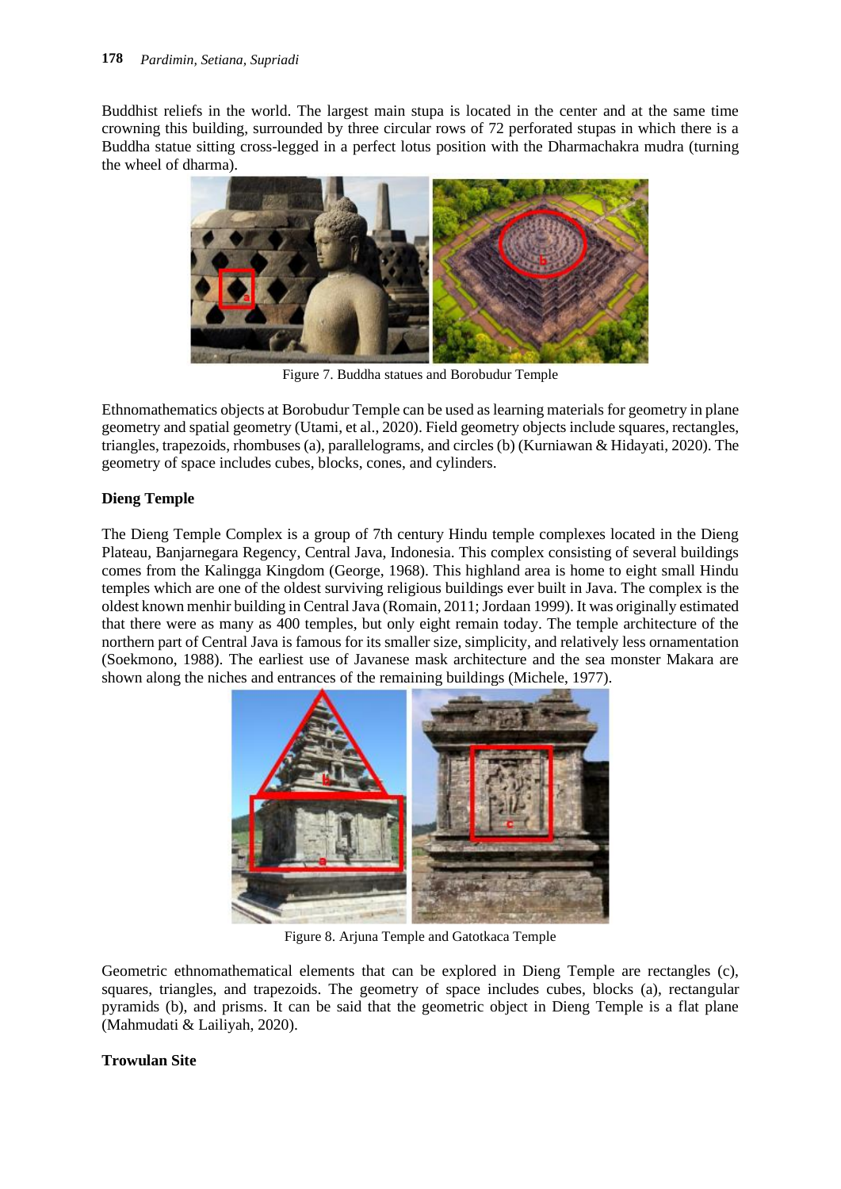Buddhist reliefs in the world. The largest main stupa is located in the center and at the same time crowning this building, surrounded by three circular rows of 72 perforated stupas in which there is a Buddha statue sitting cross-legged in a perfect lotus position with the Dharmachakra mudra (turning the wheel of dharma).

Figure 7. Buddha statues and Borobudur Temple

Ethnomathematics objects at Borobudur Temple can be used as learning materials for geometry in plane geometry and spatial geometry (Utami, et al., 2020). Field geometry objects include squares, rectangles, triangles, trapezoids, rhombuses (a), parallelograms, and circles (b) (Kurniawan & Hidayati, 2020). The geometry of space includes cubes, blocks, cones, and cylinders.

**Dieng Temple**

The Dieng Temple Complex is a group of 7th century Hindu temple complexes located in the Dieng Plateau, Banjarnegara Regency, Central Java, Indonesia. This complex consisting of several buildings comes from the Kalingga Kingdom (George, 1968). This highland area is home to eight small Hindu temples which are one of the oldest surviving religious buildings ever built in Java. The complex is the oldest known menhir building in Central Java (Romain, 2011; Jordaan 1999). It was originally estimated that there were as many as 400 temples, but only eight remain today. The temple architecture of the northern part of Central Java is famous for its smaller size, simplicity, and relatively less ornamentation (Soekmono, 1988). The earliest use of Javanese mask architecture and the sea monster Makara are shown along the niches and entrances of the remaining buildings (Michele, 1977).

Figure 8. Arjuna Temple and Gatotkaca Temple

Geometric ethnomathematical elements that can be explored in Dieng Temple are rectangles (c), squares, triangles, and trapezoids. The geometry of space includes cubes, blocks (a), rectangular pyramids (b), and prisms. It can be said that the geometric object in Dieng Temple is a flat plane (Mahmudati & Lailiyah, 2020).

**Trowulan Site**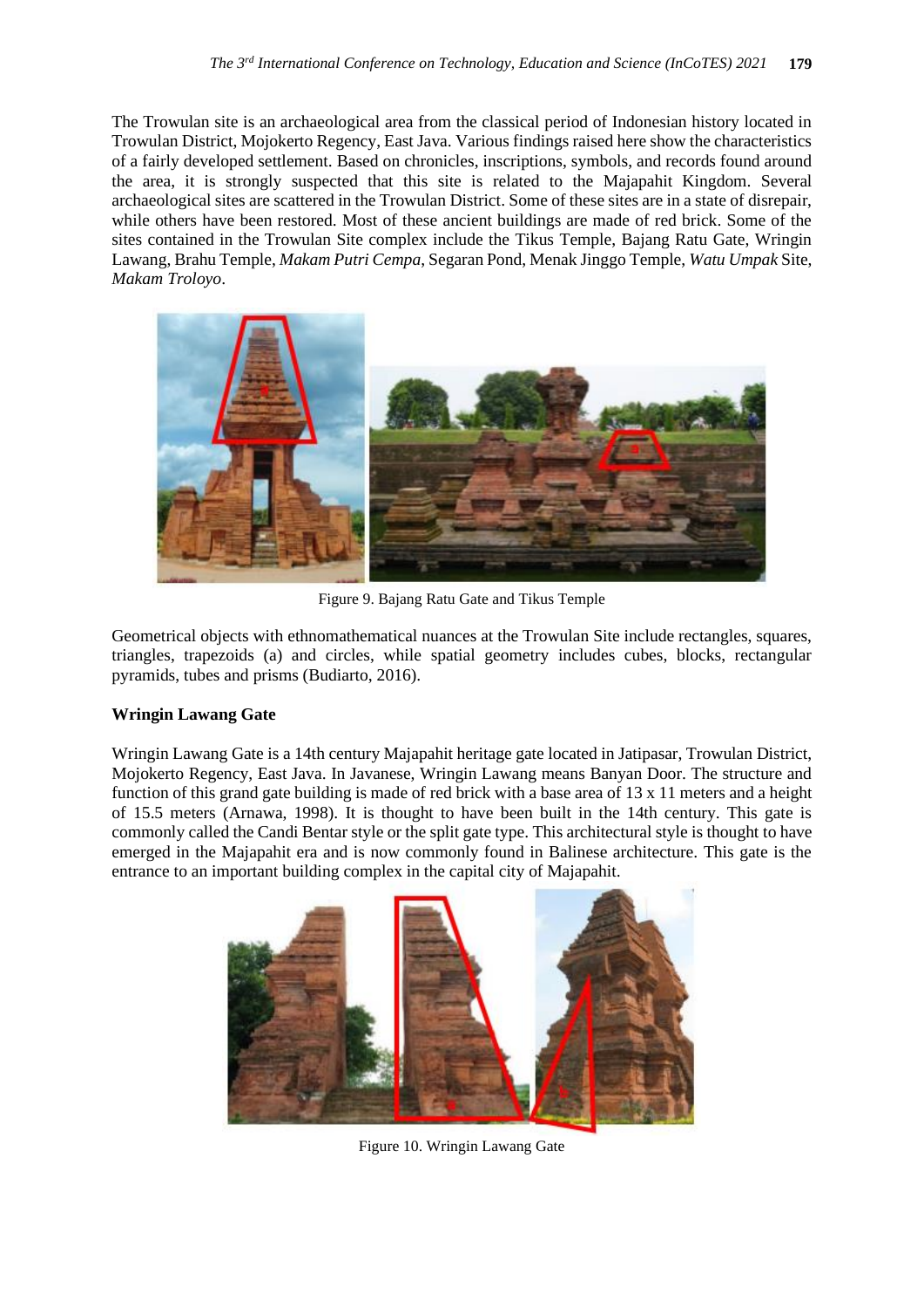The Trowulan site is an archaeological area from the classical period of Indonesian history located in Trowulan District, Mojokerto Regency, East Java. Various findings raised here show the characteristics of a fairly developed settlement. Based on chronicles, inscriptions, symbols, and records found around the area, it is strongly suspected that this site is related to the Majapahit Kingdom. Several archaeological sites are scattered in the Trowulan District. Some of these sites are in a state of disrepair, while others have been restored. Most of these ancient buildings are made of red brick. Some of the sites contained in the Trowulan Site complex include the Tikus Temple, Bajang Ratu Gate, Wringin Lawang, Brahu Temple, *Makam Putri Cempa*, Segaran Pond, Menak Jinggo Temple, *Watu Umpak* Site, *Makam Troloyo*.

Figure 9. Bajang Ratu Gate and Tikus Temple

Geometrical objects with ethnomathematical nuances at the Trowulan Site include rectangles, squares, triangles, trapezoids (a) and circles, while spatial geometry includes cubes, blocks, rectangular pyramids, tubes and prisms (Budiarto, 2016).

### Wringin Lawang Gate

Wringin Lawang Gate is a 14th century Majapahit heritage gate located in Jatipasar, Trowulan District, Mojokerto Regency, East Java. In Javanese, Wringin Lawang means Banyan Door. The structure and function of this grand gate building is made of red brick with a base area of 13 x 11 meters and a height of 15.5 meters (Arnawa, 1998). It is thought to have been built in the 14th century. This gate is commonly called the Candi Bentar style or the split gate type. This architectural style is thought to have emerged in the Majapahit era and is now commonly found in Balinese architecture. This gate is the entrance to an important building complex in the capital city of Majapahit.

Figure 10. Wringin Lawang Gate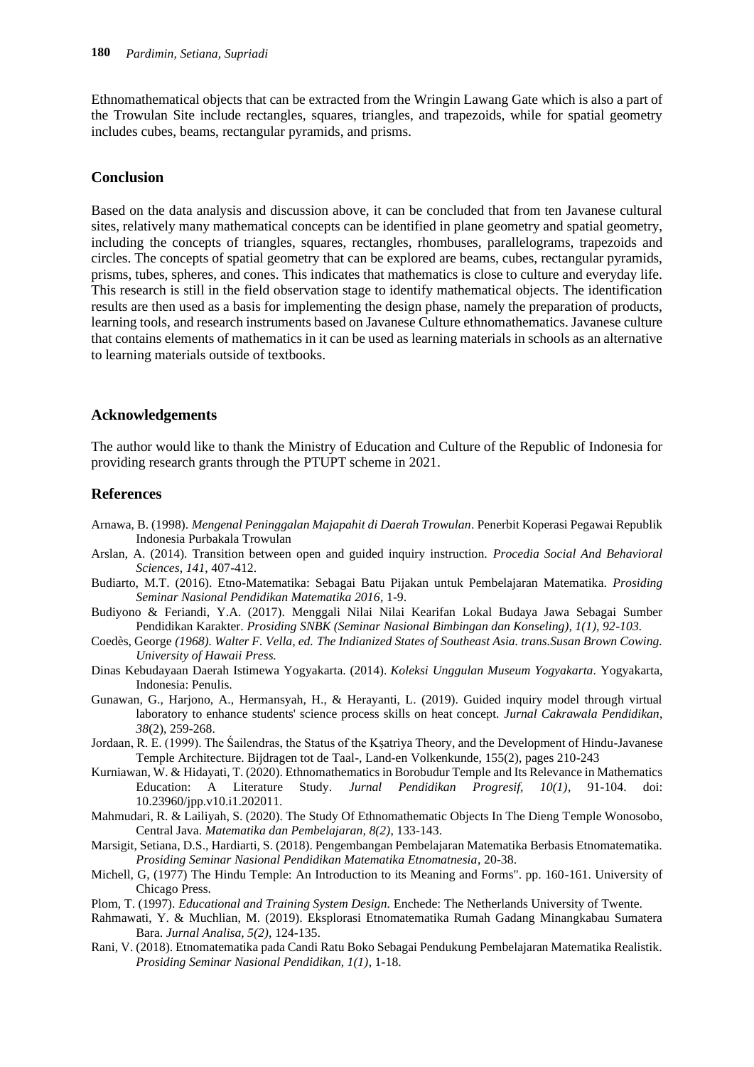Ethnomathematical objects that can be extracted from the Wringin Lawang Gate which is also a part of the Trowulan Site include rectangles, squares, triangles, and trapezoids, while for spatial geometry includes cubes, beams, rectangular pyramids, and prisms.

## Conclusion

Based on the data analysis and discussion above, it can be concluded that from ten Javanese cultural sites, relatively many mathematical concepts can be identified in plane geometry and spatial geometry, including the concepts of triangles, squares, rectangles, rhombuses, parallelograms, trapezoids and circles. The concepts of spatial geometry that can be explored are beams, cubes, rectangular pyramids, prisms, tubes, spheres, and cones. This indicates that mathematics is close to culture and everyday life. This research is still in the field observation stage to identify mathematical objects. The identification results are then used as a basis for implementing the design phase, namely the preparation of products, learning tools, and research instruments based on Javanese Culture ethnomathematics. Javanese culture that contains elements of mathematics in it can be used as learning materials in schools as an alternative to learning materials outside of textbooks.

## Acknowledgements

The author would like to thank the Ministry of Education and Culture of the Republic of Indonesia for providing research grants through the PTUPT scheme in 2021.

## References

Arnawa, B. (1998). *Mengenal Peninggalan Majapahit di Daerah Trowulan*. Penerbit Koperasi Pegawai Republik Indonesia Purbakala Trowulan

Arslan, A. (2014). Transition between open and guided inquiry instruction. *Procedia Social And Behavioral Sciences, 141*, 407-412.

Budiarto, M.T. (2016). Etno-Matematika: Sebagai Batu Pijakan untuk Pembelajaran Matematika. *Prosiding Seminar Nasional Pendidikan Matematika 2016*, 1-9.

Budiyono & Feriandi, Y.A. (2017). Menggali Nilai Nilai Kearifan Lokal Budaya Jawa Sebagai Sumber Pendidikan Karakter. *Prosiding SNBK (Seminar Nasional Bimbingan dan Konseling), 1(1), 92-103.*

Coedès, George *(1968). Walter F. Vella, ed. The Indianized States of Southeast Asia. trans.Susan Brown Cowing. University of Hawaii Press.*

Dinas Kebudayaan Daerah Istimewa Yogyakarta. (2014). *Koleksi Unggulan Museum Yogyakarta*. Yogyakarta, Indonesia: Penulis.

Gunawan, G., Harjono, A., Hermansyah, H., & Herayanti, L. (2019). Guided inquiry model through virtual laboratory to enhance students' science process skills on heat concept. *Jurnal Cakrawala Pendidikan*, *38*(2), 259-268.

Jordaan, R. E. (1999). The Śailendras, the Status of the Kṣatriya Theory, and the Development of Hindu-Javanese Temple Architecture. Bijdragen tot de Taal-, Land-en Volkenkunde, 155(2), pages 210-243

Kurniawan, W. & Hidayati, T. (2020). Ethnomathematics in Borobudur Temple and Its Relevance in Mathematics Education: A Literature Study. *Jurnal Pendidikan Progresif, 10(1)*, 91-104. doi: 10.23960/jpp.v10.i1.202011.

Mahmudari, R. & Lailiyah, S. (2020). The Study Of Ethnomathematic Objects In The Dieng Temple Wonosobo, Central Java. *Matematika dan Pembelajaran, 8(2)*, 133-143.

Marsigit, Setiana, D.S., Hardiarti, S. (2018). Pengembangan Pembelajaran Matematika Berbasis Etnomatematika. *Prosiding Seminar Nasional Pendidikan Matematika Etnomatnesia*, 20-38.

Michell, G, (1977) The Hindu Temple: An Introduction to its Meaning and Forms". pp. 160-161. University of Chicago Press.

Plom, T. (1997). *Educational and Training System Design.* Enchede: The Netherlands University of Twente.

Rahmawati, Y. & Muchlian, M. (2019). Eksplorasi Etnomatematika Rumah Gadang Minangkabau Sumatera Bara. *Jurnal Analisa, 5(2)*, 124-135.

Rani, V. (2018). Etnomatematika pada Candi Ratu Boko Sebagai Pendukung Pembelajaran Matematika Realistik. *Prosiding Seminar Nasional Pendidikan, 1(1)*, 1-18.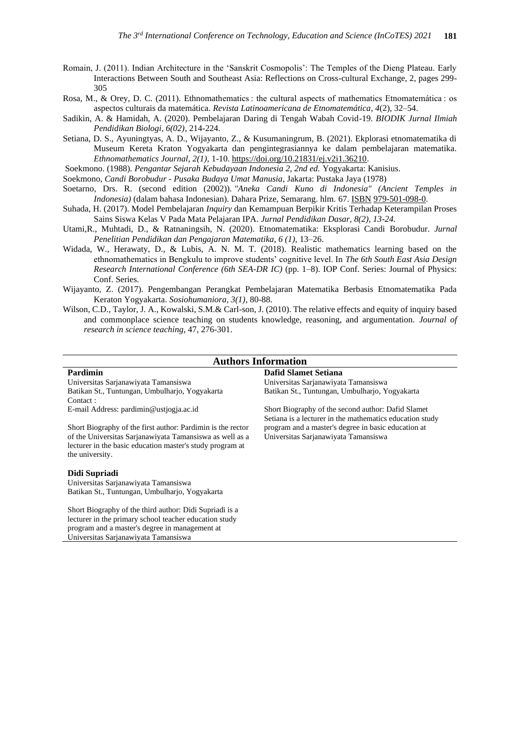Romain, J. (2011). Indian Architecture in the 'Sanskrit Cosmopolis': The Temples of the Dieng Plateau. Early Interactions Between South and Southeast Asia: Reflections on Cross-cultural Exchange, 2, pages 299-305

Rosa, M., & Orey, D. C. (2011). Ethnomathematics : the cultural aspects of mathematics Etnomatemática : os aspectos culturais da matemática. *Revista Latinoamericana de Etnomatemática*, *4*(2), 32–54.

Sadikin, A. & Hamidah, A. (2020). Pembelajaran Daring di Tengah Wabah Covid-19. *BIODIK Jurnal Ilmiah Pendidikan Biologi, 6(02)*, 214-224.

Setiana, D. S., Ayuningtyas, A. D., Wijayanto, Z., & Kusumaningrum, B. (2021). Ekplorasi etnomatematika di Museum Kereta Kraton Yogyakarta dan pengintegrasiannya ke dalam pembelajaran matematika. *Ethnomathematics Journal, 2(1),* 1-10. https://doi.org/10.21831/ej.v2i1.36210.

Soekmono. (1988). *Pengantar Sejarah Kebudayaan Indonesia 2, 2nd ed.* Yogyakarta: Kanisius.

Soekmono, *Candi Borobudur - Pusaka Budaya Umat Manusia*, Jakarta: Pustaka Jaya (1978)

Soetarno, Drs. R. (second edition (2002)). *"Aneka Candi Kuno di Indonesia" (Ancient Temples in Indonesia)* (dalam bahasa Indonesian). Dahara Prize, Semarang. hlm. 67. ISBN 979-501-098-0.

Suhada, H. (2017). Model Pembelajaran *Inquiry* dan Kemampuan Berpikir Kritis Terhadap Keterampilan Proses Sains Siswa Kelas V Pada Mata Pelajaran IPA. *Jurnal Pendidikan Dasar, 8(2), 13-24.*

Utami,R., Muhtadi, D., & Ratnaningsih, N. (2020). Etnomatematika: Eksplorasi Candi Borobudur. *Jurnal Penelitian Pendidikan dan Pengajaran Matematika*, *6 (1)*, 13–26.

Widada, W., Herawaty, D., & Lubis, A. N. M. T. (2018). Realistic mathematics learning based on the ethnomathematics in Bengkulu to improve students' cognitive level. In *The 6th South East Asia Design Research International Conference (6th SEA-DR IC)* (pp. 1–8). IOP Conf. Series: Journal of Physics: Conf. Series.

Wijayanto, Z. (2017). Pengembangan Perangkat Pembelajaran Matematika Berbasis Etnomatematika Pada Keraton Yogyakarta. *Sosiohumaniora*, *3(1)*, 80-88.

Wilson, C.D., Taylor, J. A., Kowalski, S.M.& Carl-son, J. (2010). The relative effects and equity of inquiry based and commonplace science teaching on students knowledge, reasoning, and argumentation. *Journal of research in science teaching*, 47, 276-301.

## Authors Information

**Pardimin**
Universitas Sarjanawiyata Tamansiswa
Batikan St., Tuntungan, Umbulharjo, Yogyakarta
Contact :
E-mail Address: pardimin@ustjogja.ac.id

Short Biography of the first author: Pardimin is the rector of the Universitas Sarjanawiyata Tamansiswa as well as a lecturer in the basic education master's study program at the university.

**Dafid Slamet Setiana**
Universitas Sarjanawiyata Tamansiswa
Batikan St., Tuntungan, Umbulharjo, Yogyakarta

Short Biography of the second author: Dafid Slamet Setiana is a lecturer in the mathematics education study program and a master's degree in basic education at Universitas Sarjanawiyata Tamansiswa

**Didi Supriadi**
Universitas Sarjanawiyata Tamansiswa
Batikan St., Tuntungan, Umbulharjo, Yogyakarta

Short Biography of the third author: Didi Supriadi is a lecturer in the primary school teacher education study program and a master's degree in management at Universitas Sarjanawiyata Tamansiswa